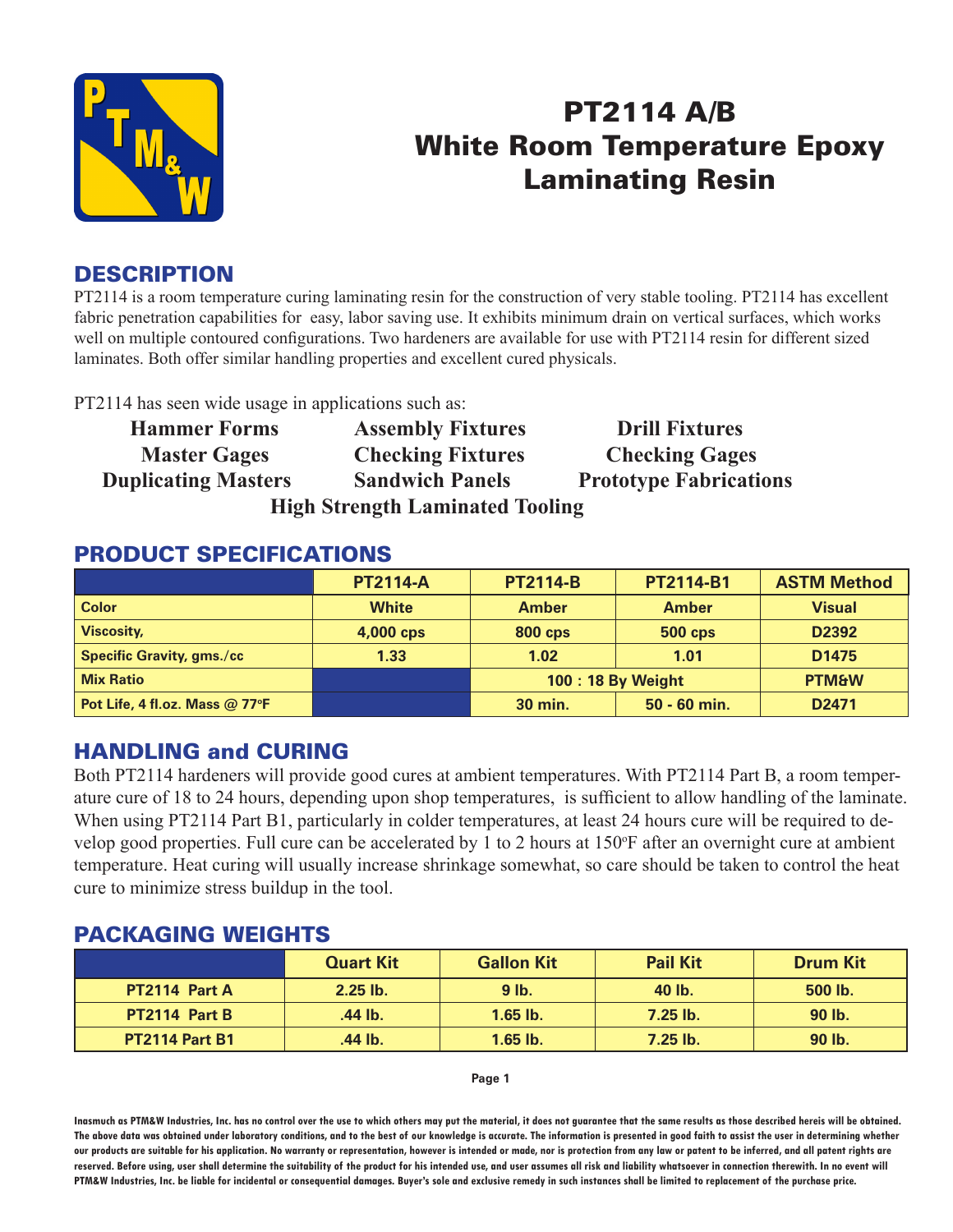# PT2114 A/B White Room Temperature Epoxy Laminating Resin

## DESCRIPTION

PT2114 is a room temperature curing laminating resin for the construction of very stable tooling. PT2114 has excellent fabric penetration capabilities for easy, labor saving use. It exhibits minimum drain on vertical surfaces, which works well on multiple contoured configurations. Two hardeners are available for use with PT2114 resin for different sized laminates. Both offer similar handling properties and excellent cured physicals.

PT2114 has seen wide usage in applications such as:

| | | |
|---|---|---|
| **Hammer Forms** | **Assembly Fixtures** | **Drill Fixtures** |
| **Master Gages** | **Checking Fixtures** | **Checking Gages** |
| **Duplicating Masters** | **Sandwich Panels** | **Prototype Fabrications** |

**High Strength Laminated Tooling**

## PRODUCT SPECIFICATIONS

| | PT2114-A | PT2114-B | PT2114-B1 | ASTM Method |
|---|---|---|---|---|
| Color | White | Amber | Amber | Visual |
| Viscosity, | 4,000 cps | 800 cps | 500 cps | D2392 |
| Specific Gravity, gms./cc | 1.33 | 1.02 | 1.01 | D1475 |
| Mix Ratio | | 100 : 18 By Weight | | PTM&W |
| Pot Life, 4 fl.oz. Mass @ 77°F | | 30 min. | 50 - 60 min. | D2471 |

## HANDLING and CURING

Both PT2114 hardeners will provide good cures at ambient temperatures. With PT2114 Part B, a room temperature cure of 18 to 24 hours, depending upon shop temperatures, is sufficient to allow handling of the laminate. When using PT2114 Part B1, particularly in colder temperatures, at least 24 hours cure will be required to develop good properties. Full cure can be accelerated by 1 to 2 hours at 150°F after an overnight cure at ambient temperature. Heat curing will usually increase shrinkage somewhat, so care should be taken to control the heat cure to minimize stress buildup in the tool.

## PACKAGING WEIGHTS

| | Quart Kit | Gallon Kit | Pail Kit | Drum Kit |
|---|---|---|---|---|
| PT2114 Part A | 2.25 lb. | 9 lb. | 40 lb. | 500 lb. |
| PT2114 Part B | .44 lb. | 1.65 lb. | 7.25 lb. | 90 lb. |
| PT2114 Part B1 | .44 lb. | 1.65 lb. | 7.25 lb. | 90 lb. |

Inasmuch as PTM&W Industries, Inc. has no control over the use to which others may put the material, it does not guarantee that the same results as those described hereis will be obtained. The above data was obtained under laboratory conditions, and to the best of our knowledge is accurate. The information is presented in good faith to assist the user in determining whether our products are suitable for his application. No warranty or representation, however is intended or made, nor is protection from any law or patent to be inferred, and all patent rights are reserved. Before using, user shall determine the suitability of the product for his intended use, and user assumes all risk and liability whatsoever in connection therewith. In no event will PTM&W Industries, Inc. be liable for incidental or consequential damages. Buyer's sole and exclusive remedy in such instances shall be limited to replacement of the purchase price.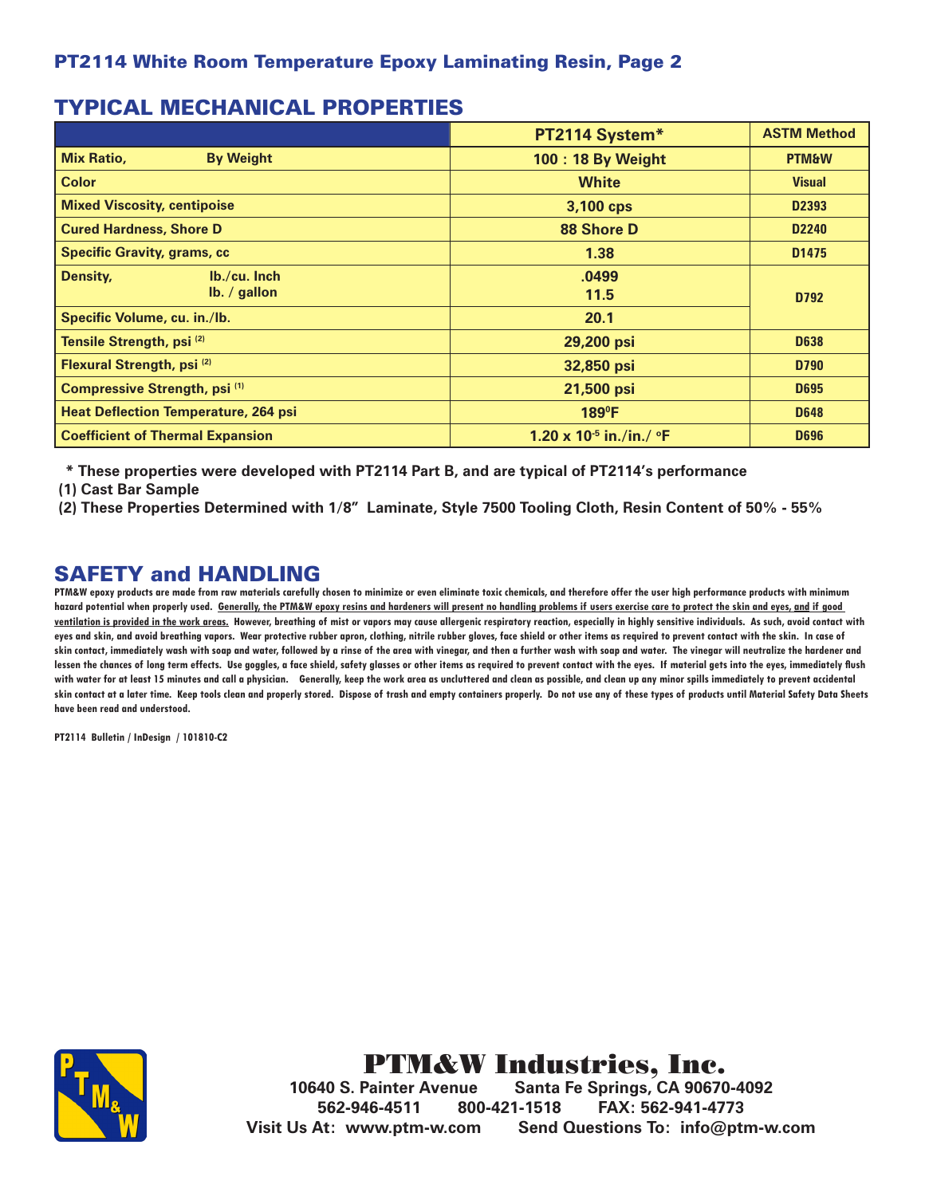## TYPICAL MECHANICAL PROPERTIES

| | PT2114 System* | ASTM Method |
|---|---|---|
| Mix Ratio, By Weight | 100 : 18 By Weight | PTM&W |
| Color | White | Visual |
| Mixed Viscosity, centipoise | 3,100 cps | D2393 |
| Cured Hardness, Shore D | 88 Shore D | D2240 |
| Specific Gravity, grams, cc | 1.38 | D1475 |
| Density, lb./cu. Inch | .0499 | D792 |
| Density, lb. / gallon | 11.5 | D792 |
| Specific Volume, cu. in./lb. | 20.1 | D792 |
| Tensile Strength, psi (2) | 29,200 psi | D638 |
| Flexural Strength, psi (2) | 32,850 psi | D790 |
| Compressive Strength, psi (1) | 21,500 psi | D695 |
| Heat Deflection Temperature, 264 psi | 189°F | D648 |
| Coefficient of Thermal Expansion | $1.20 \times 10^{-5}$ in./in./ °F | D696 |

\* These properties were developed with PT2114 Part B, and are typical of PT2114's performance

(1) Cast Bar Sample

(2) These Properties Determined with 1/8" Laminate, Style 7500 Tooling Cloth, Resin Content of 50% - 55%

## SAFETY and HANDLING

PTM&W epoxy products are made from raw materials carefully chosen to minimize or even eliminate toxic chemicals, and therefore offer the user high performance products with minimum hazard potential when properly used. Generally, the PTM&W epoxy resins and hardeners will present no handling problems if users exercise care to protect the skin and eyes, and if good ventilation is provided in the work areas. However, breathing of mist or vapors may cause allergenic respiratory reaction, especially in highly sensitive individuals. As such, avoid contact with eyes and skin, and avoid breathing vapors. Wear protective rubber apron, clothing, nitrile rubber gloves, face shield or other items as required to prevent contact with the skin. In case of skin contact, immediately wash with soap and water, followed by a rinse of the area with vinegar, and then a further wash with soap and water. The vinegar will neutralize the hardener and lessen the chances of long term effects. Use goggles, a face shield, safety glasses or other items as required to prevent contact with the eyes. If material gets into the eyes, immediately flush with water for at least 15 minutes and call a physician. Generally, keep the work area as uncluttered and clean as possible, and clean up any minor spills immediately to prevent accidental skin contact at a later time. Keep tools clean and properly stored. Dispose of trash and empty containers properly. Do not use any of these types of products until Material Safety Data Sheets have been read and understood.

PT2114 Bulletin / InDesign / 101810-C2

**PTM&W Industries, Inc.**

10640 S. Painter Avenue Santa Fe Springs, CA 90670-4092

562-946-4511 800-421-1518 FAX: 562-941-4773

Visit Us At: www.ptm-w.com Send Questions To: info@ptm-w.com